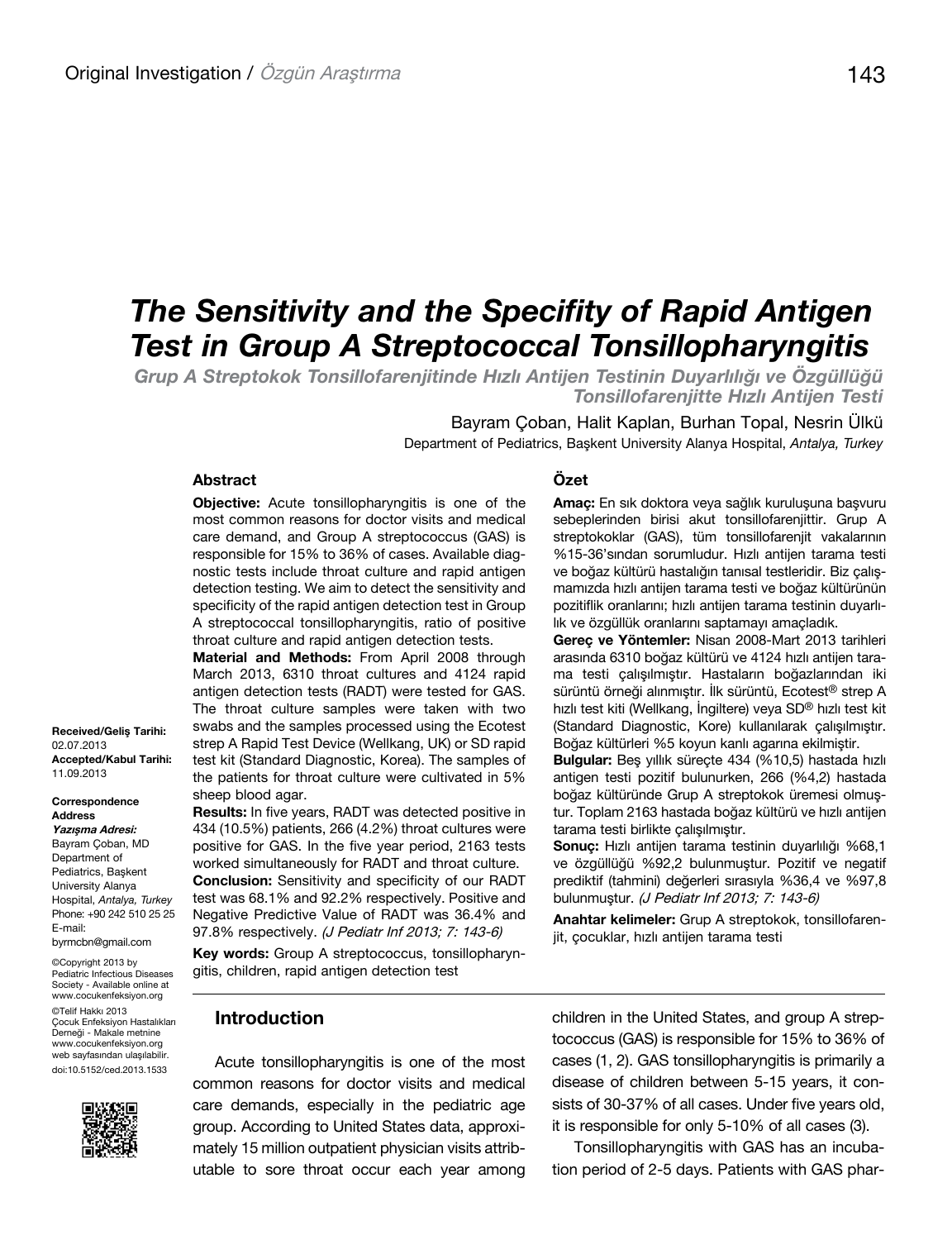Original Investigation / *Özgün Araştırma*

# The Sensitivity and the Specifity of Rapid Antigen Test in Group A Streptococcal Tonsillopharyngitis

## *Grup A Streptokok Tonsillofarenjitinde Hızlı Antijen Testinin Duyarlılığı ve Özgüllüğü*

## *Tonsillofarenjitte Hızlı Antijen Testi*

Bayram Çoban, Halit Kaplan, Burhan Topal, Nesrin Ülkü

Department of Pediatrics, Başkent University Alanya Hospital, *Antalya, Turkey*

**Received/Geliş Tarihi:** 02.07.2013
**Accepted/Kabul Tarihi:** 11.09.2013

**Correspondence Address**
***Yazışma Adresi:***
Bayram Çoban, MD
Department of Pediatrics, Başkent University Alanya Hospital, *Antalya, Turkey*
Phone: +90 242 510 25 25
E-mail: byrmcbn@gmail.com

©Copyright 2013 by Pediatric Infectious Diseases Society - Available online at www.cocukenfeksiyon.org

©Telif Hakkı 2013 Çocuk Enfeksiyon Hastalıkları Derneği - Makale metnine www.cocukenfeksiyon.org web sayfasından ulaşılabilir.

doi:10.5152/ced.2013.1533

### Abstract

**Objective:** Acute tonsillopharyngitis is one of the most common reasons for doctor visits and medical care demand, and Group A streptococcus (GAS) is responsible for 15% to 36% of cases. Available diagnostic tests include throat culture and rapid antigen detection testing. We aim to detect the sensitivity and specificity of the rapid antigen detection test in Group A streptococcal tonsillopharyngitis, ratio of positive throat culture and rapid antigen detection tests.

**Material and Methods:** From April 2008 through March 2013, 6310 throat cultures and 4124 rapid antigen detection tests (RADT) were tested for GAS. The throat culture samples were taken with two swabs and the samples processed using the Ecotest strep A Rapid Test Device (Wellkang, UK) or SD rapid test kit (Standard Diagnostic, Korea). The samples of the patients for throat culture were cultivated in 5% sheep blood agar.

**Results:** In five years, RADT was detected positive in 434 (10.5%) patients, 266 (4.2%) throat cultures were positive for GAS. In the five year period, 2163 tests worked simultaneously for RADT and throat culture.

**Conclusion:** Sensitivity and specificity of our RADT test was 68.1% and 92.2% respectively. Positive and Negative Predictive Value of RADT was 36.4% and 97.8% respectively. *(J Pediatr Inf 2013; 7: 143-6)*

**Key words:** Group A streptococcus, tonsillopharyngitis, children, rapid antigen detection test

### Özet

**Amaç:** En sık doktora veya sağlık kuruluşuna başvuru sebeplerinden birisi akut tonsillofarenjittir. Grup A streptokoklar (GAS), tüm tonsillofarenjit vakalarının %15-36'sından sorumludur. Hızlı antijen tarama testi ve boğaz kültürü hastalığın tanısal testleridir. Biz çalışmamızda hızlı antijen tarama testi ve boğaz kültürünün pozitiflik oranlarını; hızlı antijen tarama testinin duyarlılık ve özgüllük oranlarını saptamayı amaçladık.

**Gereç ve Yöntemler:** Nisan 2008-Mart 2013 tarihleri arasında 6310 boğaz kültürü ve 4124 hızlı antijen tarama testi çalışılmıştır. Hastaların boğazlarından iki sürüntü örneği alınmıştır. İlk sürüntü, Ecotest® strep A hızlı test kiti (Wellkang, İngiltere) veya SD® hızlı test kit (Standard Diagnostic, Kore) kullanılarak çalışılmıştır. Boğaz kültürleri %5 koyun kanlı agarına ekilmiştir.

**Bulgular:** Beş yıllık süreçte 434 (%10,5) hastada hızlı antigen testi pozitif bulunurken, 266 (%4,2) hastada boğaz kültüründe Grup A streptokok üremesi olmuştur. Toplam 2163 hastada boğaz kültürü ve hızlı antijen tarama testi birlikte çalışılmıştır.

**Sonuç:** Hızlı antijen tarama testinin duyarlılığı %68,1 ve özgüllüğü %92,2 bulunmuştur. Pozitif ve negatif prediktif (tahmini) değerleri sırasıyla %36,4 ve %97,8 bulunmuştur. *(J Pediatr Inf 2013; 7: 143-6)*

**Anahtar kelimeler:** Grup A streptokok, tonsillofarenjit, çocuklar, hızlı antijen tarama testi

## Introduction

Acute tonsillopharyngitis is one of the most common reasons for doctor visits and medical care demands, especially in the pediatric age group. According to United States data, approximately 15 million outpatient physician visits attributable to sore throat occur each year among children in the United States, and group A streptococcus (GAS) is responsible for 15% to 36% of cases (1, 2). GAS tonsillopharyngitis is primarily a disease of children between 5-15 years, it consists of 30-37% of all cases. Under five years old, it is responsible for only 5-10% of all cases (3).

Tonsillopharyngitis with GAS has an incubation period of 2-5 days. Patients with GAS phar-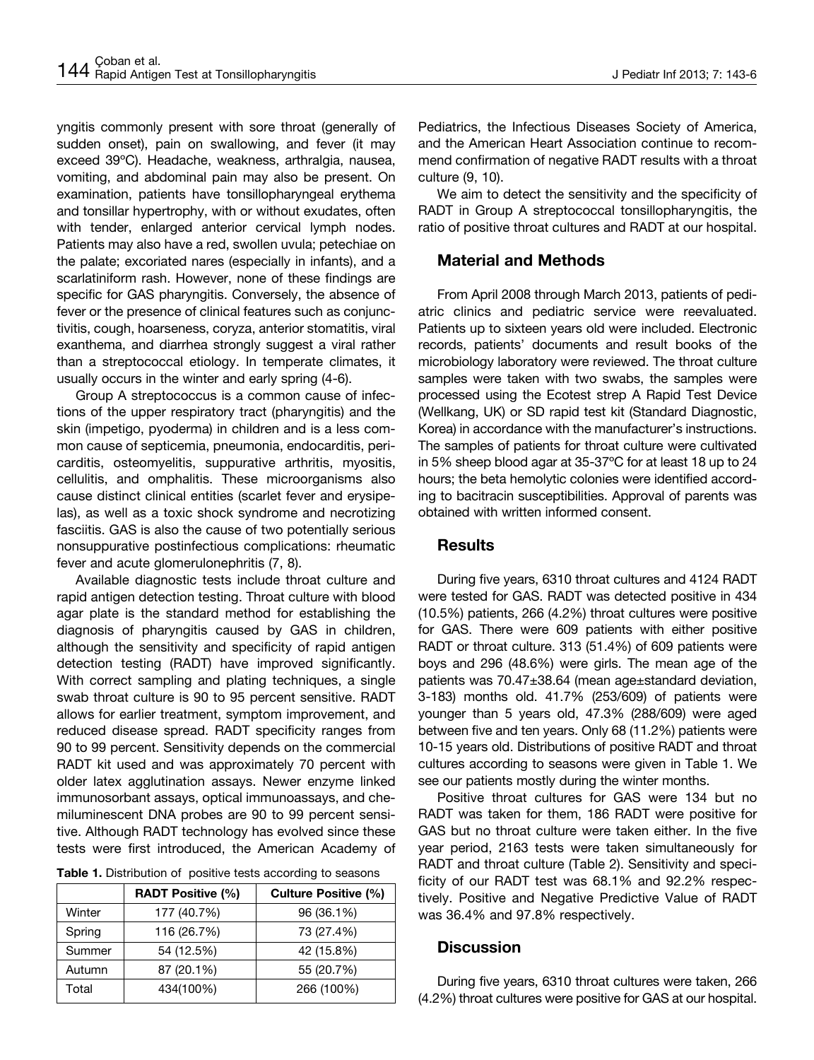yngitis commonly present with sore throat (generally of sudden onset), pain on swallowing, and fever (it may exceed 39ºC). Headache, weakness, arthralgia, nausea, vomiting, and abdominal pain may also be present. On examination, patients have tonsillopharyngeal erythema and tonsillar hypertrophy, with or without exudates, often with tender, enlarged anterior cervical lymph nodes. Patients may also have a red, swollen uvula; petechiae on the palate; excoriated nares (especially in infants), and a scarlatiniform rash. However, none of these findings are specific for GAS pharyngitis. Conversely, the absence of fever or the presence of clinical features such as conjunctivitis, cough, hoarseness, coryza, anterior stomatitis, viral exanthema, and diarrhea strongly suggest a viral rather than a streptococcal etiology. In temperate climates, it usually occurs in the winter and early spring (4-6).

Group A streptococcus is a common cause of infections of the upper respiratory tract (pharyngitis) and the skin (impetigo, pyoderma) in children and is a less common cause of septicemia, pneumonia, endocarditis, pericarditis, osteomyelitis, suppurative arthritis, myositis, cellulitis, and omphalitis. These microorganisms also cause distinct clinical entities (scarlet fever and erysipelas), as well as a toxic shock syndrome and necrotizing fasciitis. GAS is also the cause of two potentially serious nonsuppurative postinfectious complications: rheumatic fever and acute glomerulonephritis (7, 8).

Available diagnostic tests include throat culture and rapid antigen detection testing. Throat culture with blood agar plate is the standard method for establishing the diagnosis of pharyngitis caused by GAS in children, although the sensitivity and specificity of rapid antigen detection testing (RADT) have improved significantly. With correct sampling and plating techniques, a single swab throat culture is 90 to 95 percent sensitive. RADT allows for earlier treatment, symptom improvement, and reduced disease spread. RADT specificity ranges from 90 to 99 percent. Sensitivity depends on the commercial RADT kit used and was approximately 70 percent with older latex agglutination assays. Newer enzyme linked immunosorbant assays, optical immunoassays, and chemiluminescent DNA probes are 90 to 99 percent sensitive. Although RADT technology has evolved since these tests were first introduced, the American Academy of Pediatrics, the Infectious Diseases Society of America, and the American Heart Association continue to recommend confirmation of negative RADT results with a throat culture (9, 10).

We aim to detect the sensitivity and the specificity of RADT in Group A streptococcal tonsillopharyngitis, the ratio of positive throat cultures and RADT at our hospital.

## Material and Methods

From April 2008 through March 2013, patients of pediatric clinics and pediatric service were reevaluated. Patients up to sixteen years old were included. Electronic records, patients' documents and result books of the microbiology laboratory were reviewed. The throat culture samples were taken with two swabs, the samples were processed using the Ecotest strep A Rapid Test Device (Wellkang, UK) or SD rapid test kit (Standard Diagnostic, Korea) in accordance with the manufacturer's instructions. The samples of patients for throat culture were cultivated in 5% sheep blood agar at 35-37ºC for at least 18 up to 24 hours; the beta hemolytic colonies were identified according to bacitracin susceptibilities. Approval of parents was obtained with written informed consent.

## Results

During five years, 6310 throat cultures and 4124 RADT were tested for GAS. RADT was detected positive in 434 (10.5%) patients, 266 (4.2%) throat cultures were positive for GAS. There were 609 patients with either positive RADT or throat culture. 313 (51.4%) of 609 patients were boys and 296 (48.6%) were girls. The mean age of the patients was 70.47±38.64 (mean age±standard deviation, 3-183) months old. 41.7% (253/609) of patients were younger than 5 years old, 47.3% (288/609) were aged between five and ten years. Only 68 (11.2%) patients were 10-15 years old. Distributions of positive RADT and throat cultures according to seasons were given in Table 1. We see our patients mostly during the winter months.

Positive throat cultures for GAS were 134 but no RADT was taken for them, 186 RADT were positive for GAS but no throat culture were taken either. In the five year period, 2163 tests were taken simultaneously for RADT and throat culture (Table 2). Sensitivity and specificity of our RADT test was 68.1% and 92.2% respectively. Positive and Negative Predictive Value of RADT was 36.4% and 97.8% respectively.

**Table 1.** Distribution of positive tests according to seasons

| | RADT Positive (%) | Culture Positive (%) |
|---|---|---|
| Winter | 177 (40.7%) | 96 (36.1%) |
| Spring | 116 (26.7%) | 73 (27.4%) |
| Summer | 54 (12.5%) | 42 (15.8%) |
| Autumn | 87 (20.1%) | 55 (20.7%) |
| Total | 434(100%) | 266 (100%) |

## Discussion

During five years, 6310 throat cultures were taken, 266 (4.2%) throat cultures were positive for GAS at our hospital.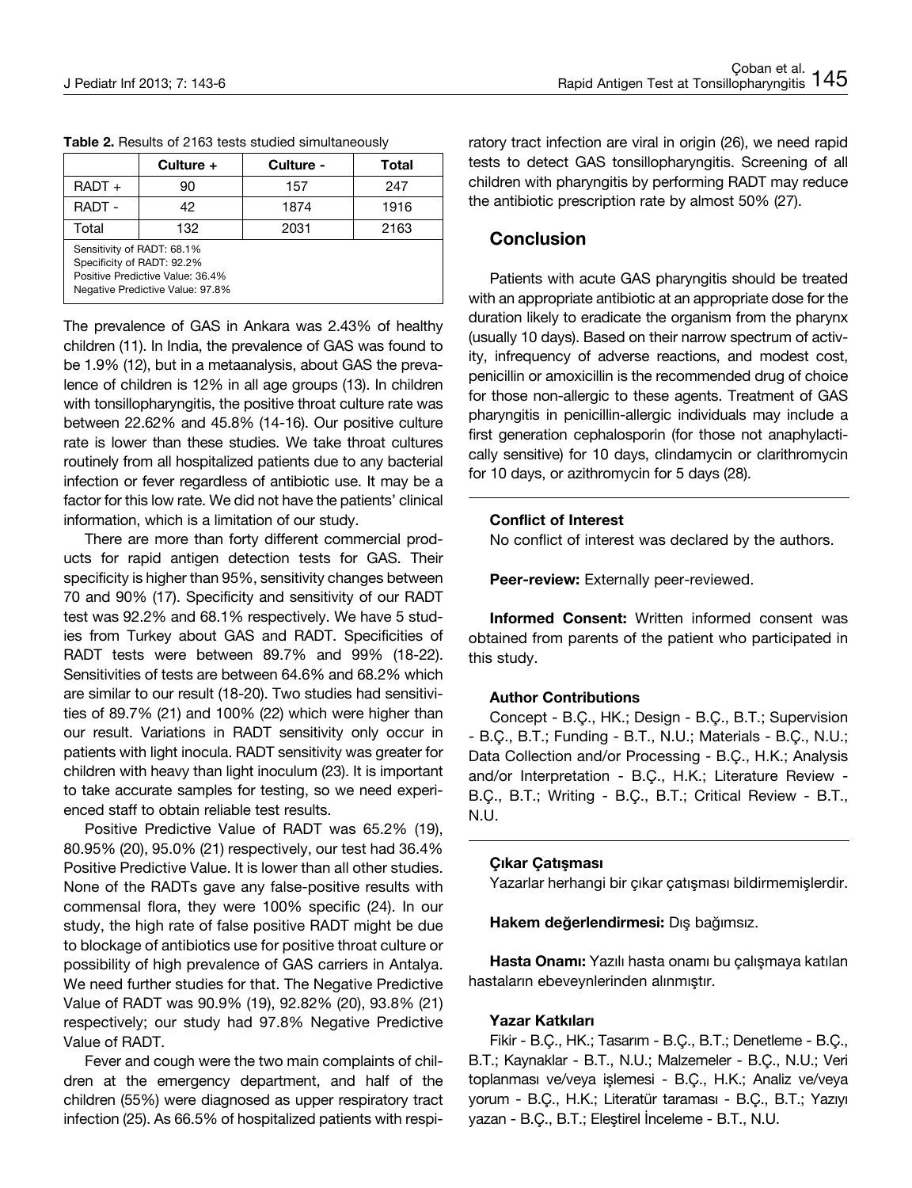**Table 2.** Results of 2163 tests studied simultaneously

| | Culture + | Culture - | Total |
|---|---|---|---|
| RADT + | 90 | 157 | 247 |
| RADT - | 42 | 1874 | 1916 |
| Total | 132 | 2031 | 2163 |

Sensitivity of RADT: 68.1%
Specificity of RADT: 92.2%
Positive Predictive Value: 36.4%
Negative Predictive Value: 97.8%

The prevalence of GAS in Ankara was 2.43% of healthy children (11). In India, the prevalence of GAS was found to be 1.9% (12), but in a metaanalysis, about GAS the prevalence of children is 12% in all age groups (13). In children with tonsillopharyngitis, the positive throat culture rate was between 22.62% and 45.8% (14-16). Our positive culture rate is lower than these studies. We take throat cultures routinely from all hospitalized patients due to any bacterial infection or fever regardless of antibiotic use. It may be a factor for this low rate. We did not have the patients' clinical information, which is a limitation of our study.

There are more than forty different commercial products for rapid antigen detection tests for GAS. Their specificity is higher than 95%, sensitivity changes between 70 and 90% (17). Specificity and sensitivity of our RADT test was 92.2% and 68.1% respectively. We have 5 studies from Turkey about GAS and RADT. Specificities of RADT tests were between 89.7% and 99% (18-22). Sensitivities of tests are between 64.6% and 68.2% which are similar to our result (18-20). Two studies had sensitivities of 89.7% (21) and 100% (22) which were higher than our result. Variations in RADT sensitivity only occur in patients with light inocula. RADT sensitivity was greater for children with heavy than light inoculum (23). It is important to take accurate samples for testing, so we need experienced staff to obtain reliable test results.

Positive Predictive Value of RADT was 65.2% (19), 80.95% (20), 95.0% (21) respectively, our test had 36.4% Positive Predictive Value. It is lower than all other studies. None of the RADTs gave any false-positive results with commensal flora, they were 100% specific (24). In our study, the high rate of false positive RADT might be due to blockage of antibiotics use for positive throat culture or possibility of high prevalence of GAS carriers in Antalya. We need further studies for that. The Negative Predictive Value of RADT was 90.9% (19), 92.82% (20), 93.8% (21) respectively; our study had 97.8% Negative Predictive Value of RADT.

Fever and cough were the two main complaints of children at the emergency department, and half of the children (55%) were diagnosed as upper respiratory tract infection (25). As 66.5% of hospitalized patients with respiratory tract infection are viral in origin (26), we need rapid tests to detect GAS tonsillopharyngitis. Screening of all children with pharyngitis by performing RADT may reduce the antibiotic prescription rate by almost 50% (27).

## Conclusion

Patients with acute GAS pharyngitis should be treated with an appropriate antibiotic at an appropriate dose for the duration likely to eradicate the organism from the pharynx (usually 10 days). Based on their narrow spectrum of activity, infrequency of adverse reactions, and modest cost, penicillin or amoxicillin is the recommended drug of choice for those non-allergic to these agents. Treatment of GAS pharyngitis in penicillin-allergic individuals may include a first generation cephalosporin (for those not anaphylactically sensitive) for 10 days, clindamycin or clarithromycin for 10 days, or azithromycin for 5 days (28).

**Conflict of Interest**

No conflict of interest was declared by the authors.

**Peer-review:** Externally peer-reviewed.

**Informed Consent:** Written informed consent was obtained from parents of the patient who participated in this study.

**Author Contributions**

Concept - B.Ç., HK.; Design - B.Ç., B.T.; Supervision - B.Ç., B.T.; Funding - B.T., N.U.; Materials - B.Ç., N.U.; Data Collection and/or Processing - B.Ç., H.K.; Analysis and/or Interpretation - B.Ç., H.K.; Literature Review - B.Ç., B.T.; Writing - B.Ç., B.T.; Critical Review - B.T., N.U.

**Çıkar Çatışması**

Yazarlar herhangi bir çıkar çatışması bildirmemişlerdir.

**Hakem değerlendirmesi:** Dış bağımsız.

**Hasta Onamı:** Yazılı hasta onamı bu çalışmaya katılan hastaların ebeveynlerinden alınmıştır.

**Yazar Katkıları**

Fikir - B.Ç., HK.; Tasarım - B.Ç., B.T.; Denetleme - B.Ç., B.T.; Kaynaklar - B.T., N.U.; Malzemeler - B.Ç., N.U.; Veri toplanması ve/veya işlemesi - B.Ç., H.K.; Analiz ve/veya yorum - B.Ç., H.K.; Literatür taraması - B.Ç., B.T.; Yazıyı yazan - B.Ç., B.T.; Eleştirel İnceleme - B.T., N.U.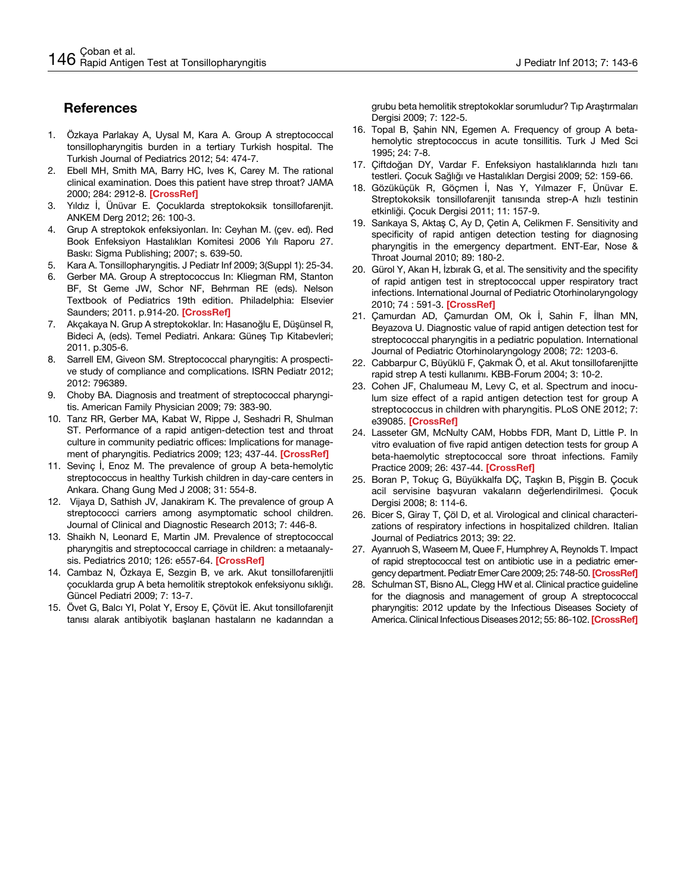## References

1. Özkaya Parlakay A, Uysal M, Kara A. Group A streptococcal tonsillopharyngitis burden in a tertiary Turkish hospital. The Turkish Journal of Pediatrics 2012; 54: 474-7.
2. Ebell MH, Smith MA, Barry HC, Ives K, Carey M. The rational clinical examination. Does this patient have strep throat? JAMA 2000; 284: 2912-8. [CrossRef]
3. Yıldız İ, Ünüvar E. Çocuklarda streptokoksik tonsillofarenjit. ANKEM Derg 2012; 26: 100-3.
4. Grup A streptokok enfeksiyonları. In: Ceyhan M. (çev. ed). Red Book Enfeksiyon Hastalıkları Komitesi 2006 Yılı Raporu 27. Baskı: Sigma Publishing; 2007; s. 639-50.
5. Kara A. Tonsillopharyngitis. J Pediatr Inf 2009; 3(Suppl 1): 25-34.
6. Gerber MA. Group A streptococcus In: Kliegman RM, Stanton BF, St Geme JW, Schor NF, Behrman RE (eds). Nelson Textbook of Pediatrics 19th edition. Philadelphia: Elsevier Saunders; 2011. p.914-20. [CrossRef]
7. Akçakaya N. Grup A streptokoklar. In: Hasanoğlu E, Düşünsel R, Bideci A, (eds). Temel Pediatri. Ankara: Güneş Tıp Kitabevleri; 2011. p.305-6.
8. Sarrell EM, Giveon SM. Streptococcal pharyngitis: A prospective study of compliance and complications. ISRN Pediatr 2012; 2012: 796389.
9. Choby BA. Diagnosis and treatment of streptococcal pharyngitis. American Family Physician 2009; 79: 383-90.
10. Tanz RR, Gerber MA, Kabat W, Rippe J, Seshadri R, Shulman ST. Performance of a rapid antigen-detection test and throat culture in community pediatric offices: Implications for management of pharyngitis. Pediatrics 2009; 123; 437-44. [CrossRef]
11. Sevinç İ, Enoz M. The prevalence of group A beta-hemolytic streptococcus in healthy Turkish children in day-care centers in Ankara. Chang Gung Med J 2008; 31: 554-8.
12. Vijaya D, Sathish JV, Janakiram K. The prevalence of group A streptococci carriers among asymptomatic school children. Journal of Clinical and Diagnostic Research 2013; 7: 446-8.
13. Shaikh N, Leonard E, Martin JM. Prevalence of streptococcal pharyngitis and streptococcal carriage in children: a metaanalysis. Pediatrics 2010; 126: e557-64. [CrossRef]
14. Cambaz N, Özkaya E, Sezgin B, ve ark. Akut tonsillofarenjitli çocuklarda grup A beta hemolitik streptokok enfeksiyonu sıklığı. Güncel Pediatri 2009; 7: 13-7.
15. Övet G, Balcı YI, Polat Y, Ersoy E, Çövüt İE. Akut tonsillofarenjit tanısı alarak antibiyotik başlanan hastaların ne kadarından a grubu beta hemolitik streptokoklar sorumludur? Tıp Araştırmaları Dergisi 2009; 7: 122-5.
16. Topal B, Şahin NN, Egemen A. Frequency of group A beta-hemolytic streptococcus in acute tonsillitis. Turk J Med Sci 1995; 24: 7-8.
17. Çiftdoğan DY, Vardar F. Enfeksiyon hastalıklarında hızlı tanı testleri. Çocuk Sağlığı ve Hastalıkları Dergisi 2009; 52: 159-66.
18. Gözüküçük R, Göçmen İ, Nas Y, Yılmazer F, Ünüvar E. Streptokoksik tonsillofarenjit tanısında strep-A hızlı testinin etkinliği. Çocuk Dergisi 2011; 11: 157-9.
19. Sarıkaya S, Aktaş C, Ay D, Çetin A, Celikmen F. Sensitivity and specificity of rapid antigen detection testing for diagnosing pharyngitis in the emergency department. ENT-Ear, Nose & Throat Journal 2010; 89: 180-2.
20. Gürol Y, Akan H, İzbırak G, et al. The sensitivity and the specifity of rapid antigen test in streptococcal upper respiratory tract infections. International Journal of Pediatric Otorhinolaryngology 2010; 74 : 591-3. [CrossRef]
21. Çamurdan AD, Çamurdan OM, Ok İ, Sahin F, İlhan MN, Beyazova U. Diagnostic value of rapid antigen detection test for streptococcal pharyngitis in a pediatric population. International Journal of Pediatric Otorhinolaryngology 2008; 72: 1203-6.
22. Cabbarpur C, Büyüklü F, Çakmak Ö, et al. Akut tonsillofarenjitte rapid strep A testi kullanımı. KBB-Forum 2004; 3: 10-2.
23. Cohen JF, Chalumeau M, Levy C, et al. Spectrum and inoculum size effect of a rapid antigen detection test for group A streptococcus in children with pharyngitis. PLoS ONE 2012; 7: e39085. [CrossRef]
24. Lasseter GM, McNulty CAM, Hobbs FDR, Mant D, Little P. In vitro evaluation of five rapid antigen detection tests for group A beta-haemolytic streptococcal sore throat infections. Family Practice 2009; 26: 437-44. [CrossRef]
25. Boran P, Tokuç G, Büyükkalfa DÇ, Taşkın B, Pişgin B. Çocuk acil servisine başvuran vakaların değerlendirilmesi. Çocuk Dergisi 2008; 8: 114-6.
26. Bicer S, Giray T, Çöl D, et al. Virological and clinical characterizations of respiratory infections in hospitalized children. Italian Journal of Pediatrics 2013; 39: 22.
27. Ayanruoh S, Waseem M, Quee F, Humphrey A, Reynolds T. Impact of rapid streptococcal test on antibiotic use in a pediatric emergency department. Pediatr Emer Care 2009; 25: 748-50. [CrossRef]
28. Schulman ST, Bisno AL, Clegg HW et al. Clinical practice guideline for the diagnosis and management of group A streptococcal pharyngitis: 2012 update by the Infectious Diseases Society of America. Clinical Infectious Diseases 2012; 55: 86-102. [CrossRef]